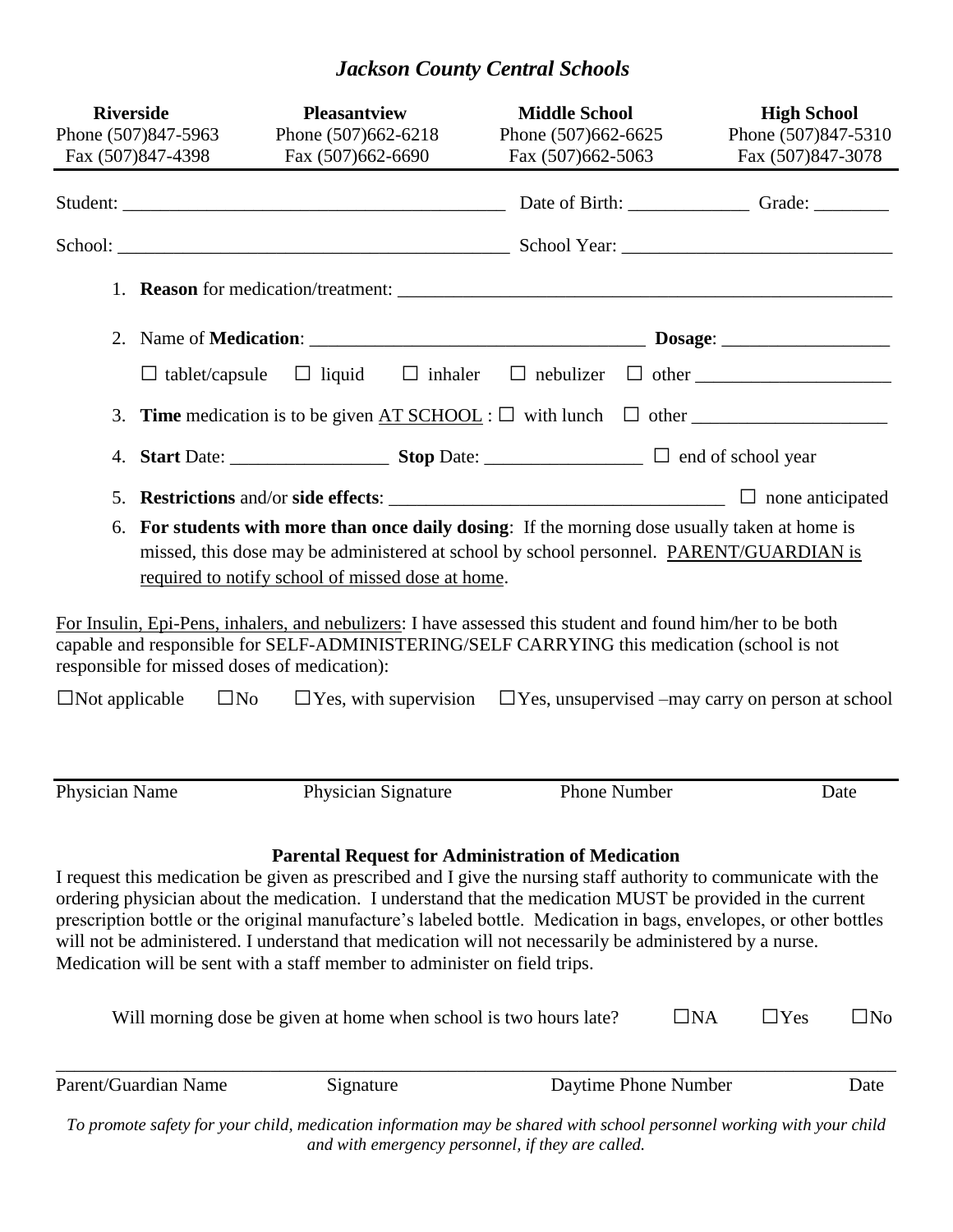# *Jackson County Central Schools*

| Riverside | Pleasantview | Middle School | High School |
|---|---|---|---|
| Phone (507)847-5963 | Phone (507)662-6218 | Phone (507)662-6625 | Phone (507)847-5310 |
| Fax (507)847-4398 | Fax (507)662-6690 | Fax (507)662-5063 | Fax (507)847-3078 |

Student: ________________________________________ Date of Birth: _____________ Grade: ________

School: __________________________________________ School Year: _____________________________

1. **Reason** for medication/treatment: ______________________________________________________
2. Name of **Medication**: ____________________________________ **Dosage**: __________________

   ☐ tablet/capsule ☐ liquid ☐ inhaler ☐ nebulizer ☐ other ____________________
3. **Time** medication is to be given <u>AT SCHOOL</u> : ☐ with lunch ☐ other ____________________
4. **Start** Date: _________________ **Stop** Date: _________________ ☐ end of school year
5. **Restrictions** and/or **side effects**: ____________________________________ ☐ none anticipated
6. **For students with more than once daily dosing**: If the morning dose usually taken at home is missed, this dose may be administered at school by school personnel. <u>PARENT/GUARDIAN is required to notify school of missed dose at home</u>.

<u>For Insulin, Epi-Pens, inhalers, and nebulizers</u>: I have assessed this student and found him/her to be both capable and responsible for SELF-ADMINISTERING/SELF CARRYING this medication (school is not responsible for missed doses of medication):

☐Not applicable ☐No ☐Yes, with supervision ☐Yes, unsupervised –may carry on person at school

_______________________________________________________________________________

Physician Name Physician Signature Phone Number Date

**Parental Request for Administration of Medication**

I request this medication be given as prescribed and I give the nursing staff authority to communicate with the ordering physician about the medication. I understand that the medication MUST be provided in the current prescription bottle or the original manufacture's labeled bottle. Medication in bags, envelopes, or other bottles will not be administered. I understand that medication will not necessarily be administered by a nurse. Medication will be sent with a staff member to administer on field trips.

Will morning dose be given at home when school is two hours late? ☐NA ☐Yes ☐No

_______________________________________________________________________________

Parent/Guardian Name Signature Daytime Phone Number Date

*To promote safety for your child, medication information may be shared with school personnel working with your child and with emergency personnel, if they are called.*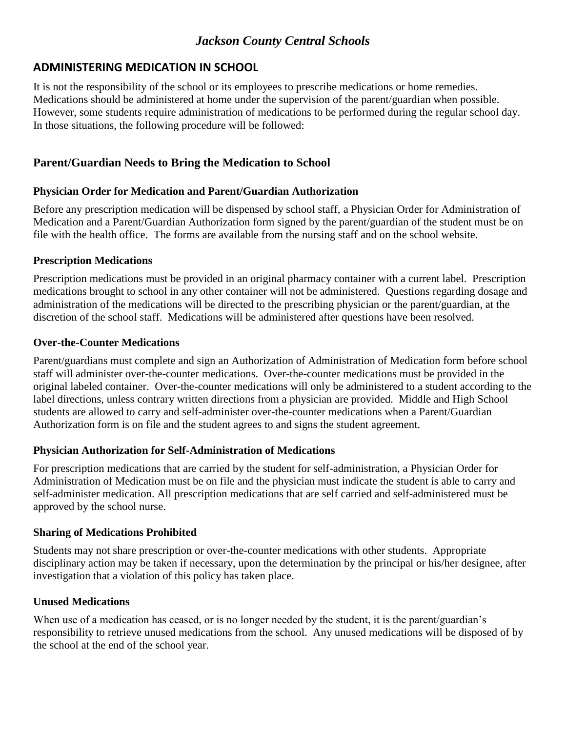# *Jackson County Central Schools*

## ADMINISTERING MEDICATION IN SCHOOL

It is not the responsibility of the school or its employees to prescribe medications or home remedies. Medications should be administered at home under the supervision of the parent/guardian when possible. However, some students require administration of medications to be performed during the regular school day. In those situations, the following procedure will be followed:

## Parent/Guardian Needs to Bring the Medication to School

### Physician Order for Medication and Parent/Guardian Authorization

Before any prescription medication will be dispensed by school staff, a Physician Order for Administration of Medication and a Parent/Guardian Authorization form signed by the parent/guardian of the student must be on file with the health office. The forms are available from the nursing staff and on the school website.

### Prescription Medications

Prescription medications must be provided in an original pharmacy container with a current label. Prescription medications brought to school in any other container will not be administered. Questions regarding dosage and administration of the medications will be directed to the prescribing physician or the parent/guardian, at the discretion of the school staff. Medications will be administered after questions have been resolved.

### Over-the-Counter Medications

Parent/guardians must complete and sign an Authorization of Administration of Medication form before school staff will administer over-the-counter medications. Over-the-counter medications must be provided in the original labeled container. Over-the-counter medications will only be administered to a student according to the label directions, unless contrary written directions from a physician are provided. Middle and High School students are allowed to carry and self-administer over-the-counter medications when a Parent/Guardian Authorization form is on file and the student agrees to and signs the student agreement.

### Physician Authorization for Self-Administration of Medications

For prescription medications that are carried by the student for self-administration, a Physician Order for Administration of Medication must be on file and the physician must indicate the student is able to carry and self-administer medication. All prescription medications that are self carried and self-administered must be approved by the school nurse.

### Sharing of Medications Prohibited

Students may not share prescription or over-the-counter medications with other students. Appropriate disciplinary action may be taken if necessary, upon the determination by the principal or his/her designee, after investigation that a violation of this policy has taken place.

### Unused Medications

When use of a medication has ceased, or is no longer needed by the student, it is the parent/guardian's responsibility to retrieve unused medications from the school. Any unused medications will be disposed of by the school at the end of the school year.